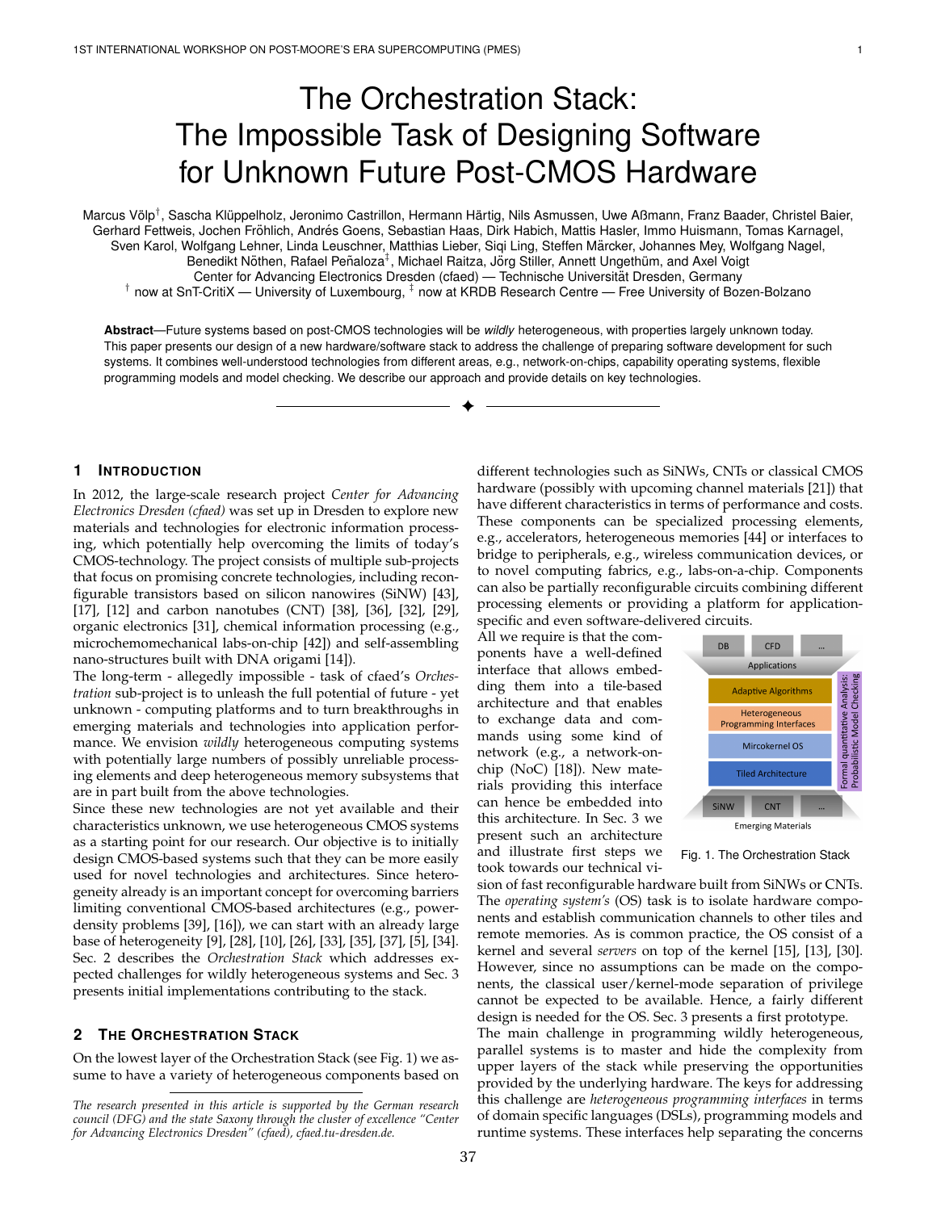# The Orchestration Stack: The Impossible Task of Designing Software for Unknown Future Post-CMOS Hardware

Marcus Völp†, Sascha Klüppelholz, Jeronimo Castrillon, Hermann Härtig, Nils Asmussen, Uwe Aßmann, Franz Baader, Christel Baier, Gerhard Fettweis, Jochen Fröhlich, Andrés Goens, Sebastian Haas, Dirk Habich, Mattis Hasler, Immo Huismann, Tomas Karnagel, Sven Karol, Wolfgang Lehner, Linda Leuschner, Matthias Lieber, Siqi Ling, Steffen Märcker, Johannes Mey, Wolfgang Nagel, Benedikt Nöthen, Rafael Peñaloza‡, Michael Raitza, Jörg Stiller, Annett Ungethüm, and Axel Voigt
Center for Advancing Electronics Dresden (cfaed) — Technische Universität Dresden, Germany
† now at SnT-CritiX — University of Luxembourg, ‡ now at KRDB Research Centre — Free University of Bozen-Bolzano

**Abstract**—Future systems based on post-CMOS technologies will be *wildly* heterogeneous, with properties largely unknown today. This paper presents our design of a new hardware/software stack to address the challenge of preparing software development for such systems. It combines well-understood technologies from different areas, e.g., network-on-chips, capability operating systems, flexible programming models and model checking. We describe our approach and provide details on key technologies.

## 1 Introduction

In 2012, the large-scale research project *Center for Advancing Electronics Dresden (cfaed)* was set up in Dresden to explore new materials and technologies for electronic information processing, which potentially help overcoming the limits of today's CMOS-technology. The project consists of multiple sub-projects that focus on promising concrete technologies, including reconfigurable transistors based on silicon nanowires (SiNW) [43], [17], [12] and carbon nanotubes (CNT) [38], [36], [32], [29], organic electronics [31], chemical information processing (e.g., microchemomechanical labs-on-chip [42]) and self-assembling nano-structures built with DNA origami [14]).

The long-term - allegedly impossible - task of cfaed's *Orchestration* sub-project is to unleash the full potential of future - yet unknown - computing platforms and to turn breakthroughs in emerging materials and technologies into application performance. We envision *wildly* heterogeneous computing systems with potentially large numbers of possibly unreliable processing elements and deep heterogeneous memory subsystems that are in part built from the above technologies.

Since these new technologies are not yet available and their characteristics unknown, we use heterogeneous CMOS systems as a starting point for our research. Our objective is to initially design CMOS-based systems such that they can be more easily used for novel technologies and architectures. Since heterogeneity already is an important concept for overcoming barriers limiting conventional CMOS-based architectures (e.g., power-density problems [39], [16]), we can start with an already large base of heterogeneity [9], [28], [10], [26], [33], [35], [37], [5], [34].

Sec. 2 describes the *Orchestration Stack* which addresses expected challenges for wildly heterogeneous systems and Sec. 3 presents initial implementations contributing to the stack.

## 2 The Orchestration Stack

On the lowest layer of the Orchestration Stack (see Fig. 1) we assume to have a variety of heterogeneous components based on different technologies such as SiNWs, CNTs or classical CMOS hardware (possibly with upcoming channel materials [21]) that have different characteristics in terms of performance and costs. These components can be specialized processing elements, e.g., accelerators, heterogeneous memories [44] or interfaces to bridge to peripherals, e.g., wireless communication devices, or to novel computing fabrics, e.g., labs-on-a-chip. Components can also be partially reconfigurable circuits combining different processing elements or providing a platform for application-specific and even software-delivered circuits.

All we require is that the components have a well-defined interface that allows embedding them into a tile-based architecture and that enables to exchange data and commands using some kind of network (e.g., a network-on-chip (NoC) [18]). New materials providing this interface can hence be embedded into this architecture. In Sec. 3 we present such an architecture and illustrate first steps we took towards our technical vision of fast reconfigurable hardware built from SiNWs or CNTs.

Fig. 1. The Orchestration Stack

The *operating system's* (OS) task is to isolate hardware components and establish communication channels to other tiles and remote memories. As is common practice, the OS consist of a kernel and several *servers* on top of the kernel [15], [13], [30]. However, since no assumptions can be made on the components, the classical user/kernel-mode separation of privilege cannot be expected to be available. Hence, a fairly different design is needed for the OS. Sec. 3 presents a first prototype.

The main challenge in programming wildly heterogeneous, parallel systems is to master and hide the complexity from upper layers of the stack while preserving the opportunities provided by the underlying hardware. The keys for addressing this challenge are *heterogeneous programming interfaces* in terms of domain specific languages (DSLs), programming models and runtime systems. These interfaces help separating the concerns

*The research presented in this article is supported by the German research council (DFG) and the state Saxony through the cluster of excellence "Center for Advancing Electronics Dresden" (cfaed), cfaed.tu-dresden.de.*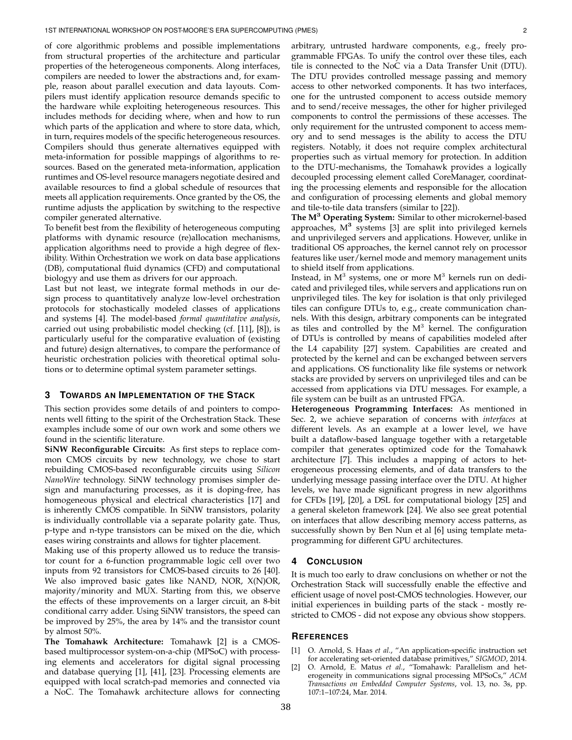of core algorithmic problems and possible implementations from structural properties of the architecture and particular properties of the heterogeneous components. Along interfaces, compilers are needed to lower the abstractions and, for example, reason about parallel execution and data layouts. Compilers must identify application resource demands specific to the hardware while exploiting heterogeneous resources. This includes methods for deciding where, when and how to run which parts of the application and where to store data, which, in turn, requires models of the specific heterogeneous resources. Compilers should thus generate alternatives equipped with meta-information for possible mappings of algorithms to resources. Based on the generated meta-information, application runtimes and OS-level resource managers negotiate desired and available resources to find a global schedule of resources that meets all application requirements. Once granted by the OS, the runtime adjusts the application by switching to the respective compiler generated alternative.

To benefit best from the flexibility of heterogeneous computing platforms with dynamic resource (re)allocation mechanisms, application algorithms need to provide a high degree of flexibility. Within Orchestration we work on data base applications (DB), computational fluid dynamics (CFD) and computational biologyy and use them as drivers for our approach.

Last but not least, we integrate formal methods in our design process to quantitatively analyze low-level orchestration protocols for stochastically modeled classes of applications and systems [4]. The model-based *formal quantitative analysis*, carried out using probabilistic model checking (cf. [11], [8]), is particularly useful for the comparative evaluation of (existing and future) design alternatives, to compare the performance of heuristic orchestration policies with theoretical optimal solutions or to determine optimal system parameter settings.

## 3 Towards an Implementation of the Stack

This section provides some details of and pointers to components well fitting to the spirit of the Orchestration Stack. These examples include some of our own work and some others we found in the scientific literature.

**SiNW Reconfigurable Circuits:** As first steps to replace common CMOS circuits by new technology, we chose to start rebuilding CMOS-based reconfigurable circuits using *Silicon NanoWire* technology. SiNW technology promises simpler design and manufacturing processes, as it is doping-free, has homogeneous physical and electrical characteristics [17] and is inherently CMOS compatible. In SiNW transistors, polarity is individually controllable via a separate polarity gate. Thus, p-type and n-type transistors can be mixed on the die, which eases wiring constraints and allows for tighter placement.

Making use of this property allowed us to reduce the transistor count for a 6-function programmable logic cell over two inputs from 92 transistors for CMOS-based circuits to 26 [40]. We also improved basic gates like NAND, NOR, X(N)OR, majority/minority and MUX. Starting from this, we observe the effects of these improvements on a larger circuit, an 8-bit conditional carry adder. Using SiNW transistors, the speed can be improved by 25%, the area by 14% and the transistor count by almost 50%.

**The Tomahawk Architecture:** Tomahawk [2] is a CMOS-based multiprocessor system-on-a-chip (MPSoC) with processing elements and accelerators for digital signal processing and database querying [1], [41], [23]. Processing elements are equipped with local scratch-pad memories and connected via a NoC. The Tomahawk architecture allows for connecting arbitrary, untrusted hardware components, e.g., freely programmable FPGAs. To unify the control over these tiles, each tile is connected to the NoC via a Data Transfer Unit (DTU). The DTU provides controlled message passing and memory access to other networked components. It has two interfaces, one for the untrusted component to access outside memory and to send/receive messages, the other for higher privileged components to control the permissions of these accesses. The only requirement for the untrusted component to access memory and to send messages is the ability to access the DTU registers. Notably, it does not require complex architectural properties such as virtual memory for protection. In addition to the DTU-mechanisms, the Tomahawk provides a logically decoupled processing element called CoreManager, coordinating the processing elements and responsible for the allocation and configuration of processing elements and global memory and tile-to-tile data transfers (similar to [22]).

**The $M^3$ Operating System:** Similar to other microkernel-based approaches, $M^3$ systems [3] are split into privileged kernels and unprivileged servers and applications. However, unlike in traditional OS approaches, the kernel cannot rely on processor features like user/kernel mode and memory management units to shield itself from applications.

Instead, in $M^3$ systems, one or more $M^3$ kernels run on dedicated and privileged tiles, while servers and applications run on unprivileged tiles. The key for isolation is that only privileged tiles can configure DTUs to, e.g., create communication channels. With this design, arbitrary components can be integrated as tiles and controlled by the $M^3$ kernel. The configuration of DTUs is controlled by means of capabilities modeled after the L4 capability [27] system. Capabilities are created and protected by the kernel and can be exchanged between servers and applications. OS functionality like file systems or network stacks are provided by servers on unprivileged tiles and can be accessed from applications via DTU messages. For example, a file system can be built as an untrusted FPGA.

**Heterogeneous Programming Interfaces:** As mentioned in Sec. 2, we achieve separation of concerns with *interfaces* at different levels. As an example at a lower level, we have built a dataflow-based language together with a retargetable compiler that generates optimized code for the Tomahawk architecture [7]. This includes a mapping of actors to heterogeneous processing elements, and of data transfers to the underlying message passing interface over the DTU. At higher levels, we have made significant progress in new algorithms for CFDs [19], [20], a DSL for computational biology [25] and a general skeleton framework [24]. We also see great potential on interfaces that allow describing memory access patterns, as successfully shown by Ben Nun et al [6] using template metaprogramming for different GPU architectures.

## 4 Conclusion

It is much too early to draw conclusions on whether or not the Orchestration Stack will successfully enable the effective and efficient usage of novel post-CMOS technologies. However, our initial experiences in building parts of the stack - mostly restricted to CMOS - did not expose any obvious show stoppers.

## References

[1] O. Arnold, S. Haas *et al.*, "An application-specific instruction set for accelerating set-oriented database primitives," *SIGMOD*, 2014.

[2] O. Arnold, E. Matus *et al.*, "Tomahawk: Parallelism and heterogeneity in communications signal processing MPSoCs," *ACM Transactions on Embedded Computer Systems*, vol. 13, no. 3s, pp. 107:1–107:24, Mar. 2014.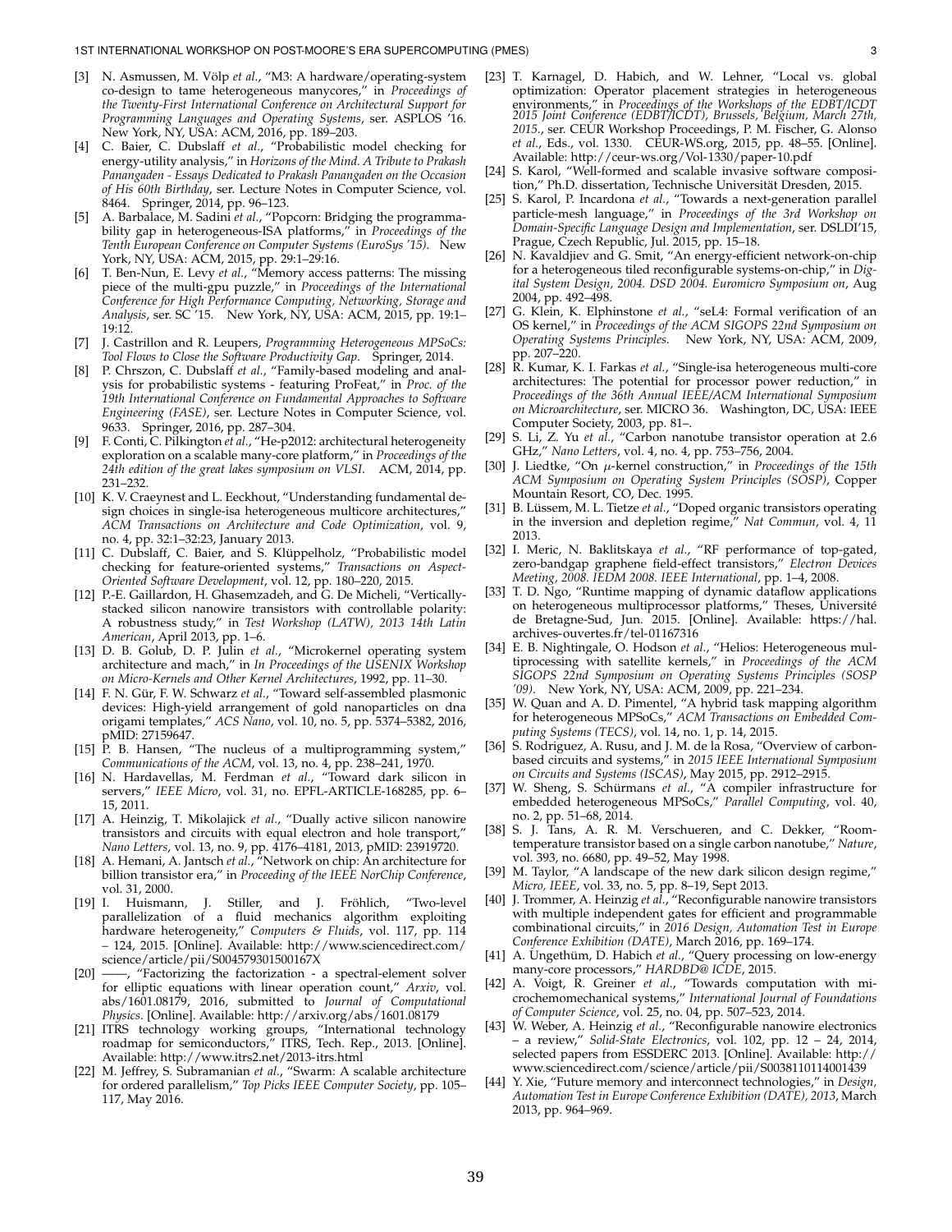[3] N. Asmussen, M. Völp *et al.*, "M3: A hardware/operating-system co-design to tame heterogeneous manycores," in *Proceedings of the Twenty-First International Conference on Architectural Support for Programming Languages and Operating Systems*, ser. ASPLOS '16. New York, NY, USA: ACM, 2016, pp. 189–203.

[4] C. Baier, C. Dubslaff *et al.*, "Probabilistic model checking for energy-utility analysis," in *Horizons of the Mind. A Tribute to Prakash Panangaden - Essays Dedicated to Prakash Panangaden on the Occasion of His 60th Birthday*, ser. Lecture Notes in Computer Science, vol. 8464. Springer, 2014, pp. 96–123.

[5] A. Barbalace, M. Sadini *et al.*, "Popcorn: Bridging the programmability gap in heterogeneous-ISA platforms," in *Proceedings of the Tenth European Conference on Computer Systems (EuroSys '15)*. New York, NY, USA: ACM, 2015, pp. 29:1–29:16.

[6] T. Ben-Nun, E. Levy *et al.*, "Memory access patterns: The missing piece of the multi-gpu puzzle," in *Proceedings of the International Conference for High Performance Computing, Networking, Storage and Analysis*, ser. SC '15. New York, NY, USA: ACM, 2015, pp. 19:1–19:12.

[7] J. Castrillon and R. Leupers, *Programming Heterogeneous MPSoCs: Tool Flows to Close the Software Productivity Gap*. Springer, 2014.

[8] P. Chrszon, C. Dubslaff *et al.*, "Family-based modeling and analysis for probabilistic systems - featuring ProFeat," in *Proc. of the 19th International Conference on Fundamental Approaches to Software Engineering (FASE)*, ser. Lecture Notes in Computer Science, vol. 9633. Springer, 2016, pp. 287–304.

[9] F. Conti, C. Pilkington *et al.*, "He-p2012: architectural heterogeneity exploration on a scalable many-core platform," in *Proceedings of the 24th edition of the great lakes symposium on VLSI*. ACM, 2014, pp. 231–232.

[10] K. V. Craeynest and L. Eeckhout, "Understanding fundamental design choices in single-isa heterogeneous multicore architectures," *ACM Transactions on Architecture and Code Optimization*, vol. 9, no. 4, pp. 32:1–32:23, January 2013.

[11] C. Dubslaff, C. Baier, and S. Klüppelholz, "Probabilistic model checking for feature-oriented systems," *Transactions on Aspect-Oriented Software Development*, vol. 12, pp. 180–220, 2015.

[12] P.-E. Gaillardon, H. Ghasemzadeh, and G. De Micheli, "Vertically-stacked silicon nanowire transistors with controllable polarity: A robustness study," in *Test Workshop (LATW), 2013 14th Latin American*, April 2013, pp. 1–6.

[13] D. B. Golub, D. P. Julin *et al.*, "Microkernel operating system architecture and mach," in *In Proceedings of the USENIX Workshop on Micro-Kernels and Other Kernel Architectures*, 1992, pp. 11–30.

[14] F. N. Gür, F. W. Schwarz *et al.*, "Toward self-assembled plasmonic devices: High-yield arrangement of gold nanoparticles on dna origami templates," *ACS Nano*, vol. 10, no. 5, pp. 5374–5382, 2016, pMID: 27159647.

[15] P. B. Hansen, "The nucleus of a multiprogramming system," *Communications of the ACM*, vol. 13, no. 4, pp. 238–241, 1970.

[16] N. Hardavellas, M. Ferdman *et al.*, "Toward dark silicon in servers," *IEEE Micro*, vol. 31, no. EPFL-ARTICLE-168285, pp. 6–15, 2011.

[17] A. Heinzig, T. Mikolajick *et al.*, "Dually active silicon nanowire transistors and circuits with equal electron and hole transport," *Nano Letters*, vol. 13, no. 9, pp. 4176–4181, 2013, pMID: 23919720.

[18] A. Hemani, A. Jantsch *et al.*, "Network on chip: An architecture for billion transistor era," in *Proceeding of the IEEE NorChip Conference*, vol. 31, 2000.

[19] I. Huismann, J. Stiller, and J. Fröhlich, "Two-level parallelization of a fluid mechanics algorithm exploiting hardware heterogeneity," *Computers & Fluids*, vol. 117, pp. 114 – 124, 2015. [Online]. Available: http://www.sciencedirect.com/science/article/pii/S004579301500167X

[20] ——, "Factorizing the factorization - a spectral-element solver for elliptic equations with linear operation count," *Arxiv*, vol. abs/1601.08179, 2016, submitted to *Journal of Computational Physics*. [Online]. Available: http://arxiv.org/abs/1601.08179

[21] ITRS technology working groups, "International technology roadmap for semiconductors," ITRS, Tech. Rep., 2013. [Online]. Available: http://www.itrs2.net/2013-itrs.html

[22] M. Jeffrey, S. Subramanian *et al.*, "Swarm: A scalable architecture for ordered parallelism," *Top Picks IEEE Computer Society*, pp. 105–117, May 2016.

[23] T. Karnagel, D. Habich, and W. Lehner, "Local vs. global optimization: Operator placement strategies in heterogeneous environments," in *Proceedings of the Workshops of the EDBT/ICDT 2015 Joint Conference (EDBT/ICDT), Brussels, Belgium, March 27th, 2015.*, ser. CEUR Workshop Proceedings, P. M. Fischer, G. Alonso *et al.*, Eds., vol. 1330. CEUR-WS.org, 2015, pp. 48–55. [Online]. Available: http://ceur-ws.org/Vol-1330/paper-10.pdf

[24] S. Karol, "Well-formed and scalable invasive software composition," Ph.D. dissertation, Technische Universität Dresden, 2015.

[25] S. Karol, P. Incardona *et al.*, "Towards a next-generation parallel particle-mesh language," in *Proceedings of the 3rd Workshop on Domain-Specific Language Design and Implementation*, ser. DSLDI'15, Prague, Czech Republic, Jul. 2015, pp. 15–18.

[26] N. Kavaldjiev and G. Smit, "An energy-efficient network-on-chip for a heterogeneous tiled reconfigurable systems-on-chip," in *Digital System Design, 2004. DSD 2004. Euromicro Symposium on*, Aug 2004, pp. 492–498.

[27] G. Klein, K. Elphinstone *et al.*, "seL4: Formal verification of an OS kernel," in *Proceedings of the ACM SIGOPS 22nd Symposium on Operating Systems Principles*. New York, NY, USA: ACM, 2009, pp. 207–220.

[28] R. Kumar, K. I. Farkas *et al.*, "Single-isa heterogeneous multi-core architectures: The potential for processor power reduction," in *Proceedings of the 36th Annual IEEE/ACM International Symposium on Microarchitecture*, ser. MICRO 36. Washington, DC, USA: IEEE Computer Society, 2003, pp. 81–.

[29] S. Li, Z. Yu *et al.*, "Carbon nanotube transistor operation at 2.6 GHz," *Nano Letters*, vol. 4, no. 4, pp. 753–756, 2004.

[30] J. Liedtke, "On $\mu$-kernel construction," in *Proceedings of the 15th ACM Symposium on Operating System Principles (SOSP)*, Copper Mountain Resort, CO, Dec. 1995.

[31] B. Lüssem, M. L. Tietze *et al.*, "Doped organic transistors operating in the inversion and depletion regime," *Nat Commun*, vol. 4, 11 2013.

[32] I. Meric, N. Baklitskaya *et al.*, "RF performance of top-gated, zero-bandgap graphene field-effect transistors," *Electron Devices Meeting, 2008. IEDM 2008. IEEE International*, pp. 1–4, 2008.

[33] T. D. Ngo, "Runtime mapping of dynamic dataflow applications on heterogeneous multiprocessor platforms," Theses, Université de Bretagne-Sud, Jun. 2015. [Online]. Available: https://hal.archives-ouvertes.fr/tel-01167316

[34] E. B. Nightingale, O. Hodson *et al.*, "Helios: Heterogeneous multiprocessing with satellite kernels," in *Proceedings of the ACM SIGOPS 22nd Symposium on Operating Systems Principles (SOSP '09)*. New York, NY, USA: ACM, 2009, pp. 221–234.

[35] W. Quan and A. D. Pimentel, "A hybrid task mapping algorithm for heterogeneous MPSoCs," *ACM Transactions on Embedded Computing Systems (TECS)*, vol. 14, no. 1, p. 14, 2015.

[36] S. Rodriguez, A. Rusu, and J. M. de la Rosa, "Overview of carbon-based circuits and systems," in *2015 IEEE International Symposium on Circuits and Systems (ISCAS)*, May 2015, pp. 2912–2915.

[37] W. Sheng, S. Schürmans *et al.*, "A compiler infrastructure for embedded heterogeneous MPSoCs," *Parallel Computing*, vol. 40, no. 2, pp. 51–68, 2014.

[38] S. J. Tans, A. R. M. Verschueren, and C. Dekker, "Room-temperature transistor based on a single carbon nanotube," *Nature*, vol. 393, no. 6680, pp. 49–52, May 1998.

[39] M. Taylor, "A landscape of the new dark silicon design regime," *Micro, IEEE*, vol. 33, no. 5, pp. 8–19, Sept 2013.

[40] J. Trommer, A. Heinzig *et al.*, "Reconfigurable nanowire transistors with multiple independent gates for efficient and programmable combinational circuits," in *2016 Design, Automation Test in Europe Conference Exhibition (DATE)*, March 2016, pp. 169–174.

[41] A. Ungethüm, D. Habich *et al.*, "Query processing on low-energy many-core processors," *HARDBD@ ICDE*, 2015.

[42] A. Voigt, R. Greiner *et al.*, "Towards computation with microchemomechanical systems," *International Journal of Foundations of Computer Science*, vol. 25, no. 04, pp. 507–523, 2014.

[43] W. Weber, A. Heinzig *et al.*, "Reconfigurable nanowire electronics – a review," *Solid-State Electronics*, vol. 102, pp. 12 – 24, 2014, selected papers from ESSDERC 2013. [Online]. Available: http://www.sciencedirect.com/science/article/pii/S0038110114001439

[44] Y. Xie, "Future memory and interconnect technologies," in *Design, Automation Test in Europe Conference Exhibition (DATE), 2013*, March 2013, pp. 964–969.